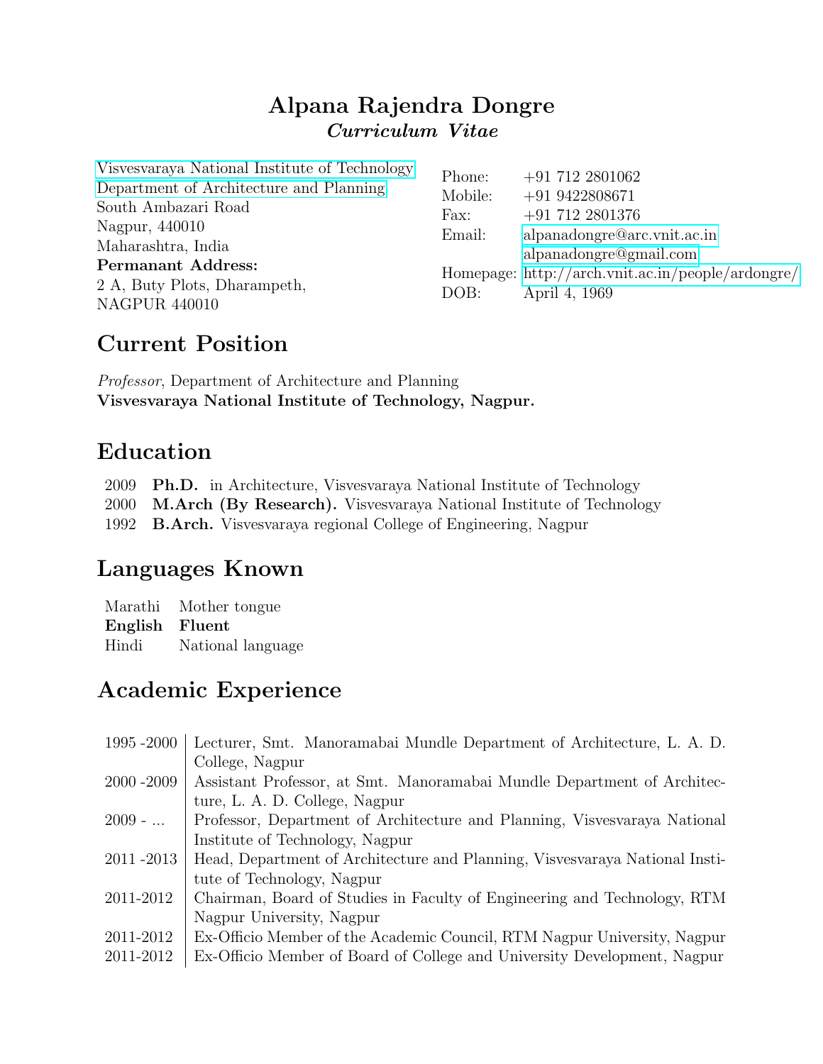# Alpana Rajendra Dongre

***Curriculum Vitae***

Visvesvaraya National Institute of Technology
Department of Architecture and Planning
South Ambazari Road
Nagpur, 440010
Maharashtra, India
**Permanant Address:**
2 A, Buty Plots, Dharampeth,
NAGPUR 440010

| | |
|---|---|
| Phone: | +91 712 2801062 |
| Mobile: | +91 9422808671 |
| Fax: | +91 712 2801376 |
| Email: | alpanadongre@arc.vnit.ac.in |
| | alpanadongre@gmail.com |
| Homepage: | http://arch.vnit.ac.in/people/ardongre/ |
| DOB: | April 4, 1969 |

## Current Position

*Professor*, Department of Architecture and Planning
**Visvesvaraya National Institute of Technology, Nagpur.**

## Education

| | |
|---|---|
| 2009 | **Ph.D.** in Architecture, Visvesvaraya National Institute of Technology |
| 2000 | **M.Arch (By Research).** Visvesvaraya National Institute of Technology |
| 1992 | **B.Arch.** Visvesvaraya regional College of Engineering, Nagpur |

## Languages Known

| | |
|---|---|
| Marathi | Mother tongue |
| **English** | **Fluent** |
| Hindi | National language |

## Academic Experience

| | |
|---|---|
| 1995 -2000 | Lecturer, Smt. Manoramabai Mundle Department of Architecture, L. A. D. College, Nagpur |
| 2000 -2009 | Assistant Professor, at Smt. Manoramabai Mundle Department of Architecture, L. A. D. College, Nagpur |
| 2009 - ... | Professor, Department of Architecture and Planning, Visvesvaraya National Institute of Technology, Nagpur |
| 2011 -2013 | Head, Department of Architecture and Planning, Visvesvaraya National Institute of Technology, Nagpur |
| 2011-2012 | Chairman, Board of Studies in Faculty of Engineering and Technology, RTM Nagpur University, Nagpur |
| 2011-2012 | Ex-Officio Member of the Academic Council, RTM Nagpur University, Nagpur |
| 2011-2012 | Ex-Officio Member of Board of College and University Development, Nagpur |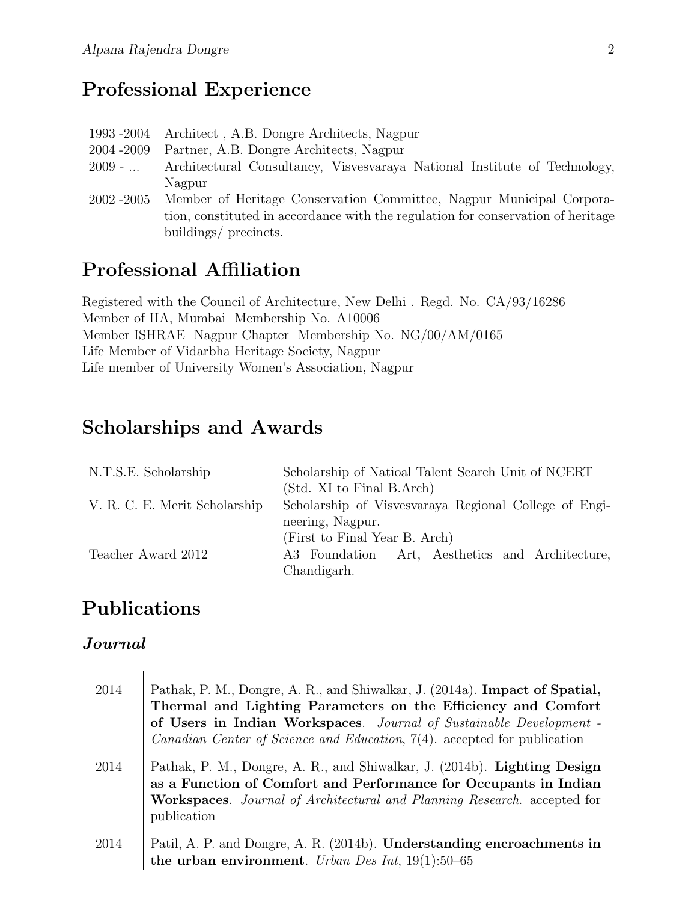## Professional Experience

| | |
|---|---|
| 1993 -2004 | Architect , A.B. Dongre Architects, Nagpur |
| 2004 -2009 | Partner, A.B. Dongre Architects, Nagpur |
| 2009 - ... | Architectural Consultancy, Visvesvaraya National Institute of Technology, Nagpur |
| 2002 -2005 | Member of Heritage Conservation Committee, Nagpur Municipal Corporation, constituted in accordance with the regulation for conservation of heritage buildings/ precincts. |

## Professional Affiliation

Registered with the Council of Architecture, New Delhi . Regd. No. CA/93/16286
Member of IIA, Mumbai Membership No. A10006
Member ISHRAE Nagpur Chapter Membership No. NG/00/AM/0165
Life Member of Vidarbha Heritage Society, Nagpur
Life member of University Women's Association, Nagpur

## Scholarships and Awards

| | |
|---|---|
| N.T.S.E. Scholarship | Scholarship of Natioal Talent Search Unit of NCERT (Std. XI to Final B.Arch) |
| V. R. C. E. Merit Scholarship | Scholarship of Visvesvaraya Regional College of Engineering, Nagpur. (First to Final Year B. Arch) |
| Teacher Award 2012 | A3 Foundation Art, Aesthetics and Architecture, Chandigarh. |

## Publications

### *Journal*

| | |
|---|---|
| 2014 | Pathak, P. M., Dongre, A. R., and Shiwalkar, J. (2014a). **Impact of Spatial, Thermal and Lighting Parameters on the Efficiency and Comfort of Users in Indian Workspaces**. *Journal of Sustainable Development - Canadian Center of Science and Education*, 7(4). accepted for publication |
| 2014 | Pathak, P. M., Dongre, A. R., and Shiwalkar, J. (2014b). **Lighting Design as a Function of Comfort and Performance for Occupants in Indian Workspaces**. *Journal of Architectural and Planning Research*. accepted for publication |
| 2014 | Patil, A. P. and Dongre, A. R. (2014b). **Understanding encroachments in the urban environment**. *Urban Des Int*, 19(1):50–65 |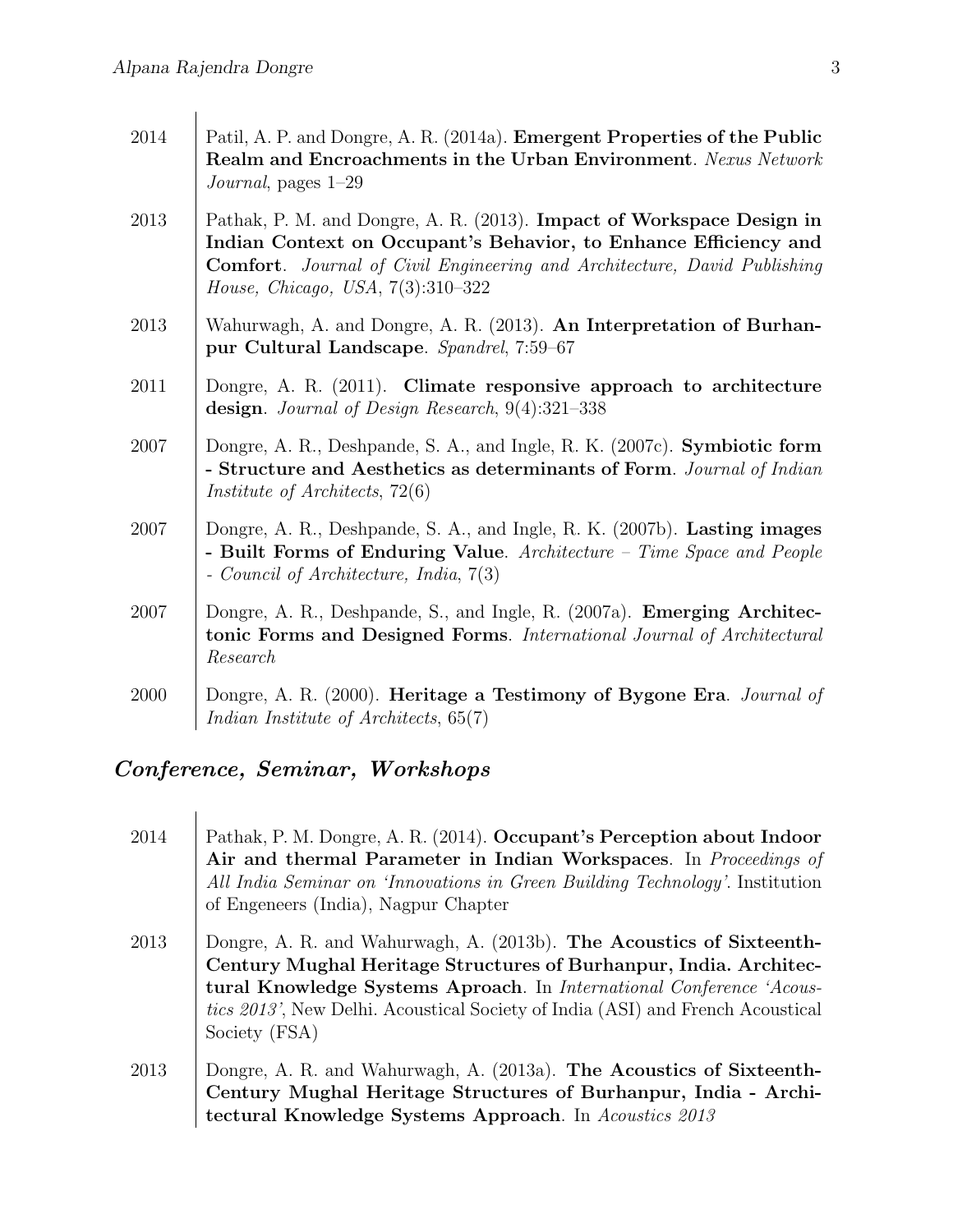2014 — Patil, A. P. and Dongre, A. R. (2014a). **Emergent Properties of the Public Realm and Encroachments in the Urban Environment**. *Nexus Network Journal*, pages 1–29

2013 — Pathak, P. M. and Dongre, A. R. (2013). **Impact of Workspace Design in Indian Context on Occupant's Behavior, to Enhance Efficiency and Comfort**. *Journal of Civil Engineering and Architecture, David Publishing House, Chicago, USA*, 7(3):310–322

2013 — Wahurwagh, A. and Dongre, A. R. (2013). **An Interpretation of Burhanpur Cultural Landscape**. *Spandrel*, 7:59–67

2011 — Dongre, A. R. (2011). **Climate responsive approach to architecture design**. *Journal of Design Research*, 9(4):321–338

2007 — Dongre, A. R., Deshpande, S. A., and Ingle, R. K. (2007c). **Symbiotic form - Structure and Aesthetics as determinants of Form**. *Journal of Indian Institute of Architects*, 72(6)

2007 — Dongre, A. R., Deshpande, S. A., and Ingle, R. K. (2007b). **Lasting images - Built Forms of Enduring Value**. *Architecture – Time Space and People - Council of Architecture, India*, 7(3)

2007 — Dongre, A. R., Deshpande, S., and Ingle, R. (2007a). **Emerging Architectonic Forms and Designed Forms**. *International Journal of Architectural Research*

2000 — Dongre, A. R. (2000). **Heritage a Testimony of Bygone Era**. *Journal of Indian Institute of Architects*, 65(7)

## *Conference, Seminar, Workshops*

2014 — Pathak, P. M. Dongre, A. R. (2014). **Occupant's Perception about Indoor Air and thermal Parameter in Indian Workspaces**. In *Proceedings of All India Seminar on 'Innovations in Green Building Technology'*. Institution of Engeneers (India), Nagpur Chapter

2013 — Dongre, A. R. and Wahurwagh, A. (2013b). **The Acoustics of Sixteenth-Century Mughal Heritage Structures of Burhanpur, India. Architectural Knowledge Systems Aproach**. In *International Conference 'Acoustics 2013'*, New Delhi. Acoustical Society of India (ASI) and French Acoustical Society (FSA)

2013 — Dongre, A. R. and Wahurwagh, A. (2013a). **The Acoustics of Sixteenth-Century Mughal Heritage Structures of Burhanpur, India - Architectural Knowledge Systems Approach**. In *Acoustics 2013*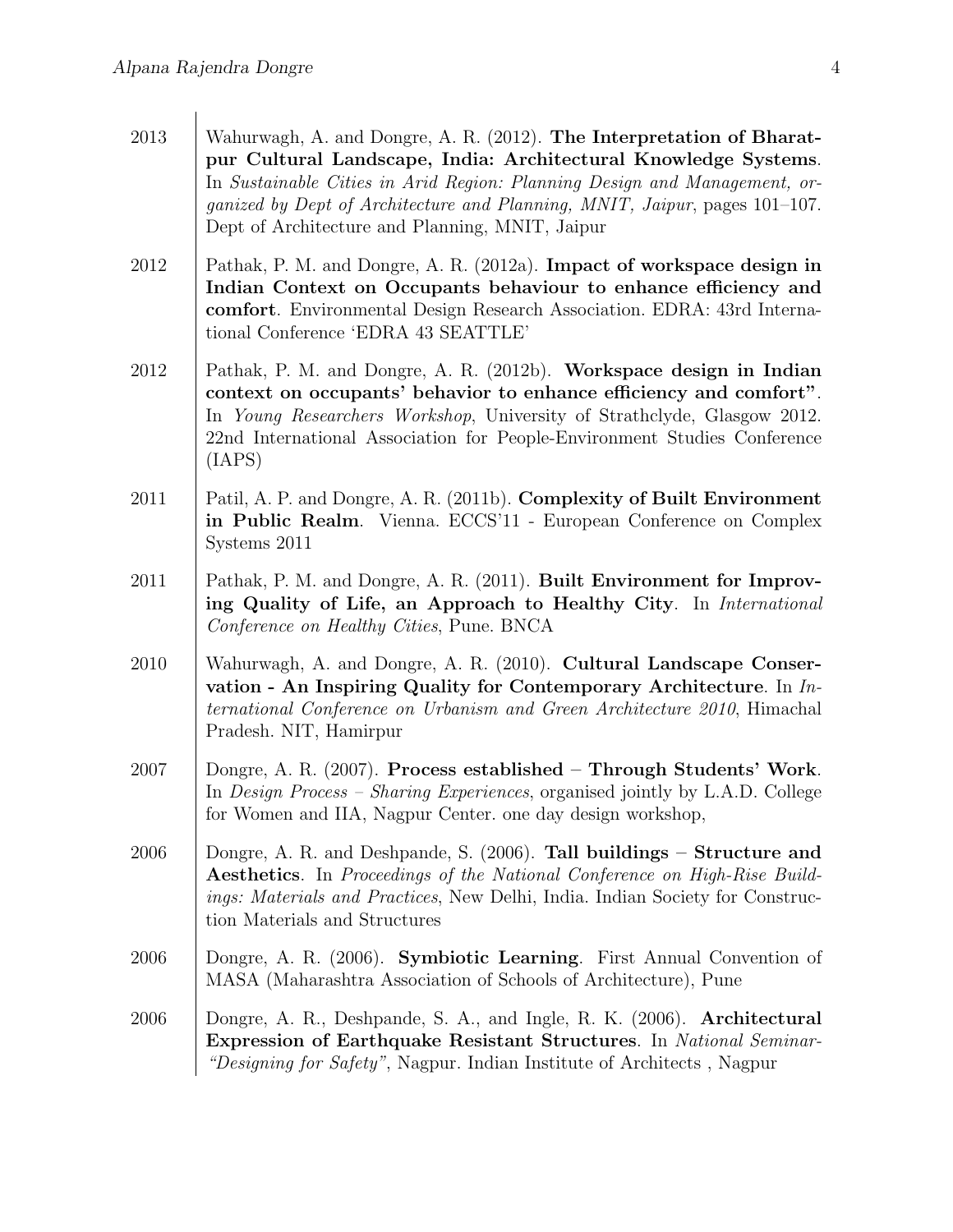2013 — Wahurwagh, A. and Dongre, A. R. (2012). **The Interpretation of Bharatpur Cultural Landscape, India: Architectural Knowledge Systems**. In *Sustainable Cities in Arid Region: Planning Design and Management, organized by Dept of Architecture and Planning, MNIT, Jaipur*, pages 101–107. Dept of Architecture and Planning, MNIT, Jaipur

2012 — Pathak, P. M. and Dongre, A. R. (2012a). **Impact of workspace design in Indian Context on Occupants behaviour to enhance efficiency and comfort**. Environmental Design Research Association. EDRA: 43rd International Conference 'EDRA 43 SEATTLE'

2012 — Pathak, P. M. and Dongre, A. R. (2012b). **Workspace design in Indian context on occupants' behavior to enhance efficiency and comfort"**. In *Young Researchers Workshop*, University of Strathclyde, Glasgow 2012. 22nd International Association for People-Environment Studies Conference (IAPS)

2011 — Patil, A. P. and Dongre, A. R. (2011b). **Complexity of Built Environment in Public Realm**. Vienna. ECCS'11 - European Conference on Complex Systems 2011

2011 — Pathak, P. M. and Dongre, A. R. (2011). **Built Environment for Improving Quality of Life, an Approach to Healthy City**. In *International Conference on Healthy Cities*, Pune. BNCA

2010 — Wahurwagh, A. and Dongre, A. R. (2010). **Cultural Landscape Conservation - An Inspiring Quality for Contemporary Architecture**. In *International Conference on Urbanism and Green Architecture 2010*, Himachal Pradesh. NIT, Hamirpur

2007 — Dongre, A. R. (2007). **Process established – Through Students' Work**. In *Design Process – Sharing Experiences*, organised jointly by L.A.D. College for Women and IIA, Nagpur Center. one day design workshop,

2006 — Dongre, A. R. and Deshpande, S. (2006). **Tall buildings – Structure and Aesthetics**. In *Proceedings of the National Conference on High-Rise Buildings: Materials and Practices*, New Delhi, India. Indian Society for Construction Materials and Structures

2006 — Dongre, A. R. (2006). **Symbiotic Learning**. First Annual Convention of MASA (Maharashtra Association of Schools of Architecture), Pune

2006 — Dongre, A. R., Deshpande, S. A., and Ingle, R. K. (2006). **Architectural Expression of Earthquake Resistant Structures**. In *National Seminar- "Designing for Safety"*, Nagpur. Indian Institute of Architects , Nagpur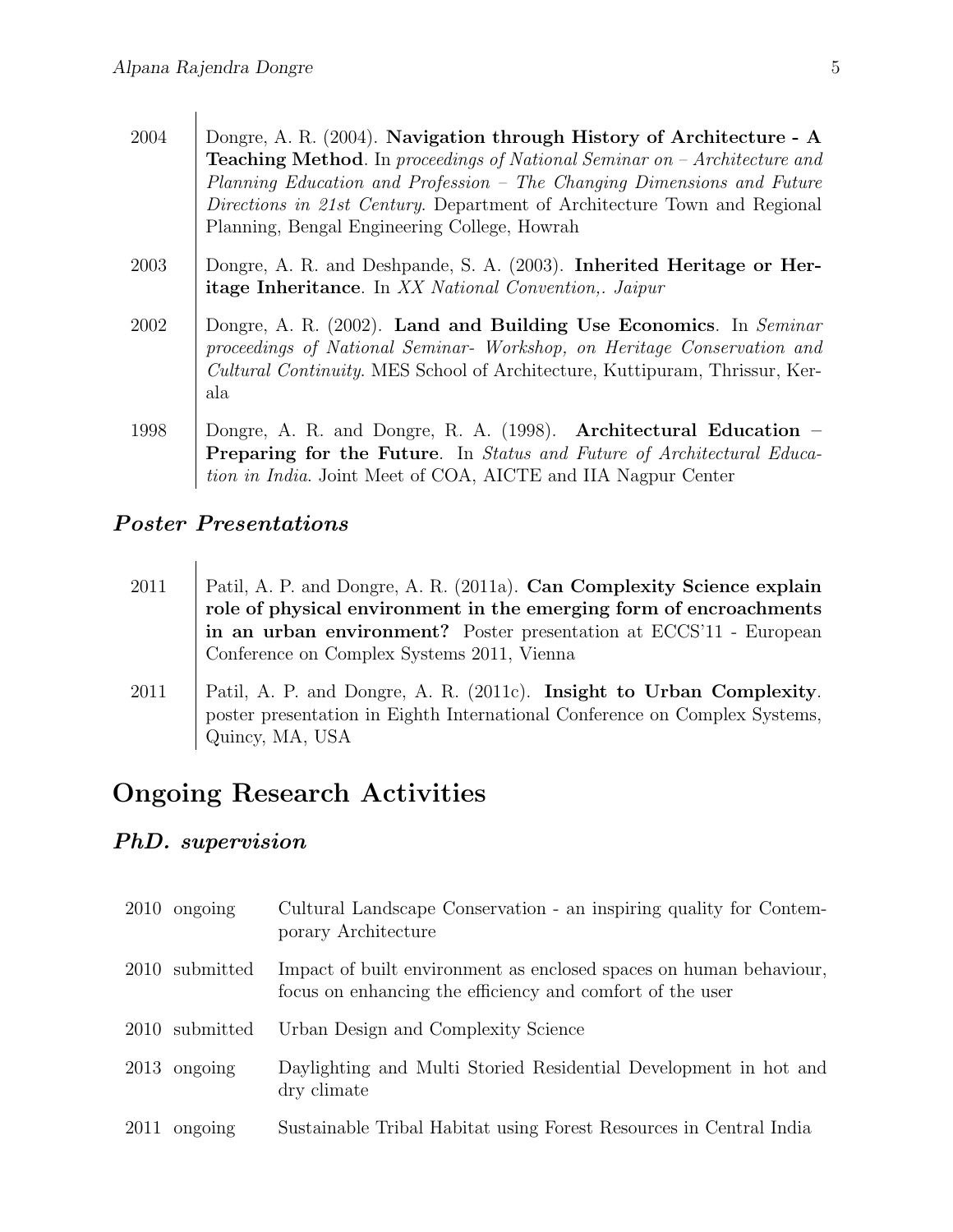2004 — Dongre, A. R. (2004). **Navigation through History of Architecture - A Teaching Method**. In *proceedings of National Seminar on – Architecture and Planning Education and Profession – The Changing Dimensions and Future Directions in 21st Century*. Department of Architecture Town and Regional Planning, Bengal Engineering College, Howrah

2003 — Dongre, A. R. and Deshpande, S. A. (2003). **Inherited Heritage or Heritage Inheritance**. In *XX National Convention,. Jaipur*

2002 — Dongre, A. R. (2002). **Land and Building Use Economics**. In *Seminar proceedings of National Seminar- Workshop, on Heritage Conservation and Cultural Continuity*. MES School of Architecture, Kuttipuram, Thrissur, Kerala

1998 — Dongre, A. R. and Dongre, R. A. (1998). **Architectural Education – Preparing for the Future**. In *Status and Future of Architectural Education in India*. Joint Meet of COA, AICTE and IIA Nagpur Center

### *Poster Presentations*

2011 — Patil, A. P. and Dongre, A. R. (2011a). **Can Complexity Science explain role of physical environment in the emerging form of encroachments in an urban environment?** Poster presentation at ECCS'11 - European Conference on Complex Systems 2011, Vienna

2011 — Patil, A. P. and Dongre, A. R. (2011c). **Insight to Urban Complexity**. poster presentation in Eighth International Conference on Complex Systems, Quincy, MA, USA

## Ongoing Research Activities

### *PhD. supervision*

| | | |
|---|---|---|
| 2010 | ongoing | Cultural Landscape Conservation - an inspiring quality for Contemporary Architecture |
| 2010 | submitted | Impact of built environment as enclosed spaces on human behaviour, focus on enhancing the efficiency and comfort of the user |
| 2010 | submitted | Urban Design and Complexity Science |
| 2013 | ongoing | Daylighting and Multi Storied Residential Development in hot and dry climate |
| 2011 | ongoing | Sustainable Tribal Habitat using Forest Resources in Central India |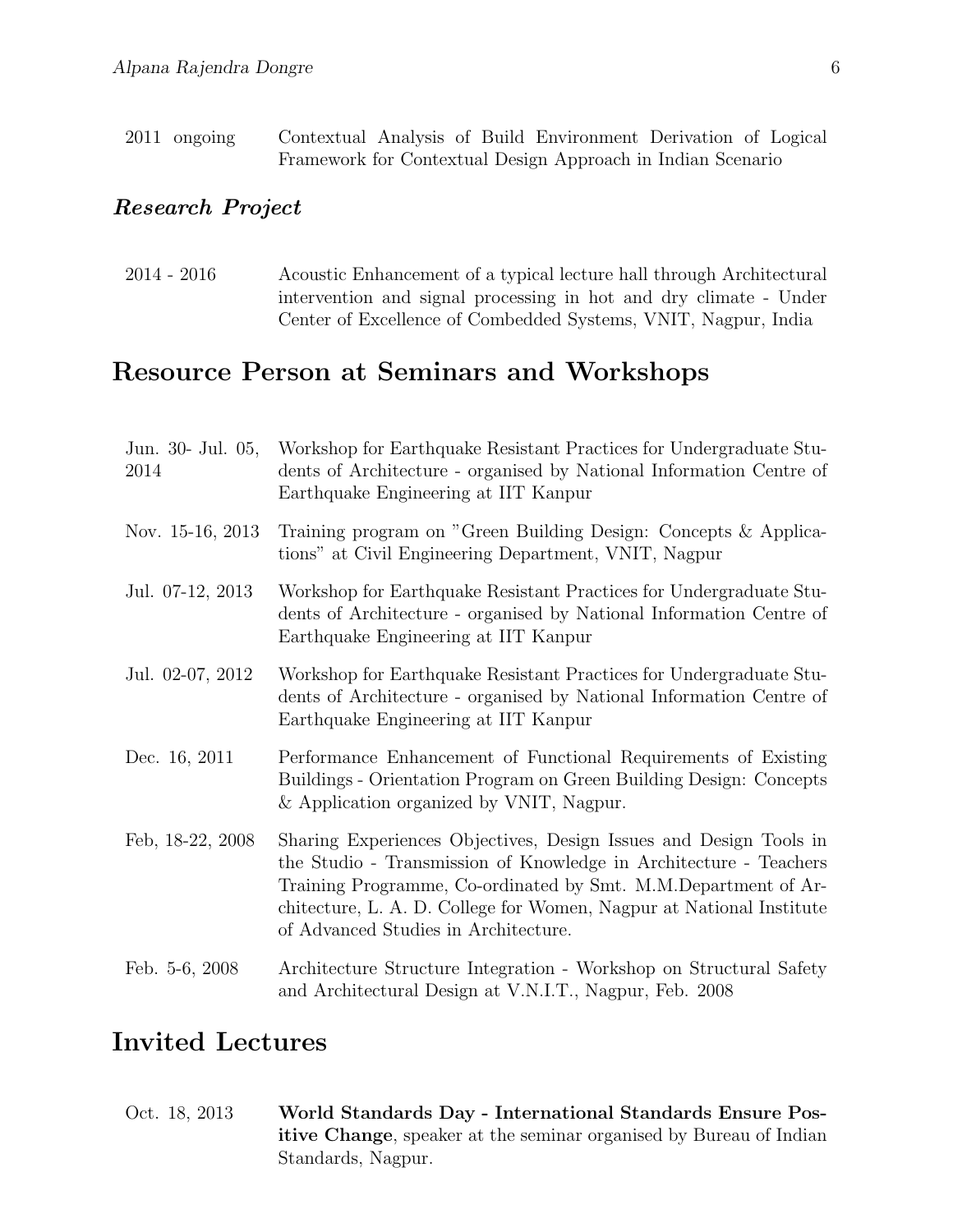2011 ongoing — Contextual Analysis of Build Environment Derivation of Logical Framework for Contextual Design Approach in Indian Scenario

### *Research Project*

2014 - 2016 — Acoustic Enhancement of a typical lecture hall through Architectural intervention and signal processing in hot and dry climate - Under Center of Excellence of Combedded Systems, VNIT, Nagpur, India

## Resource Person at Seminars and Workshops

Jun. 30- Jul. 05, 2014 — Workshop for Earthquake Resistant Practices for Undergraduate Students of Architecture - organised by National Information Centre of Earthquake Engineering at IIT Kanpur

Nov. 15-16, 2013 — Training program on "Green Building Design: Concepts & Applications" at Civil Engineering Department, VNIT, Nagpur

Jul. 07-12, 2013 — Workshop for Earthquake Resistant Practices for Undergraduate Students of Architecture - organised by National Information Centre of Earthquake Engineering at IIT Kanpur

Jul. 02-07, 2012 — Workshop for Earthquake Resistant Practices for Undergraduate Students of Architecture - organised by National Information Centre of Earthquake Engineering at IIT Kanpur

Dec. 16, 2011 — Performance Enhancement of Functional Requirements of Existing Buildings - Orientation Program on Green Building Design: Concepts & Application organized by VNIT, Nagpur.

Feb, 18-22, 2008 — Sharing Experiences Objectives, Design Issues and Design Tools in the Studio - Transmission of Knowledge in Architecture - Teachers Training Programme, Co-ordinated by Smt. M.M.Department of Architecture, L. A. D. College for Women, Nagpur at National Institute of Advanced Studies in Architecture.

Feb. 5-6, 2008 — Architecture Structure Integration - Workshop on Structural Safety and Architectural Design at V.N.I.T., Nagpur, Feb. 2008

## Invited Lectures

Oct. 18, 2013 — **World Standards Day - International Standards Ensure Positive Change**, speaker at the seminar organised by Bureau of Indian Standards, Nagpur.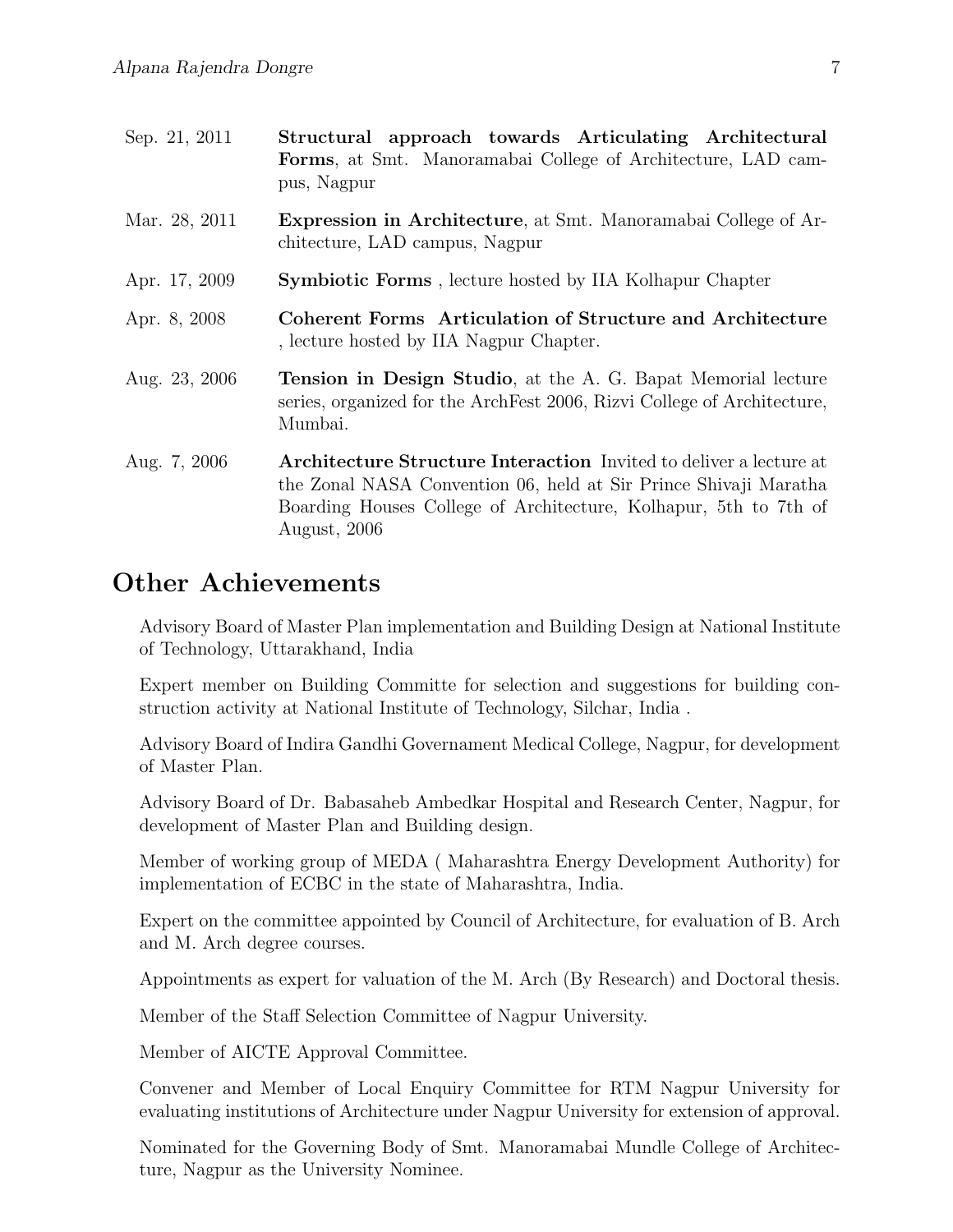Sep. 21, 2011 — **Structural approach towards Articulating Architectural Forms**, at Smt. Manoramabai College of Architecture, LAD campus, Nagpur

Mar. 28, 2011 — **Expression in Architecture**, at Smt. Manoramabai College of Architecture, LAD campus, Nagpur

Apr. 17, 2009 — **Symbiotic Forms** , lecture hosted by IIA Kolhapur Chapter

Apr. 8, 2008 — **Coherent Forms Articulation of Structure and Architecture** , lecture hosted by IIA Nagpur Chapter.

Aug. 23, 2006 — **Tension in Design Studio**, at the A. G. Bapat Memorial lecture series, organized for the ArchFest 2006, Rizvi College of Architecture, Mumbai.

Aug. 7, 2006 — **Architecture Structure Interaction** Invited to deliver a lecture at the Zonal NASA Convention 06, held at Sir Prince Shivaji Maratha Boarding Houses College of Architecture, Kolhapur, 5th to 7th of August, 2006

# Other Achievements

Advisory Board of Master Plan implementation and Building Design at National Institute of Technology, Uttarakhand, India

Expert member on Building Committe for selection and suggestions for building construction activity at National Institute of Technology, Silchar, India .

Advisory Board of Indira Gandhi Governament Medical College, Nagpur, for development of Master Plan.

Advisory Board of Dr. Babasaheb Ambedkar Hospital and Research Center, Nagpur, for development of Master Plan and Building design.

Member of working group of MEDA ( Maharashtra Energy Development Authority) for implementation of ECBC in the state of Maharashtra, India.

Expert on the committee appointed by Council of Architecture, for evaluation of B. Arch and M. Arch degree courses.

Appointments as expert for valuation of the M. Arch (By Research) and Doctoral thesis.

Member of the Staff Selection Committee of Nagpur University.

Member of AICTE Approval Committee.

Convener and Member of Local Enquiry Committee for RTM Nagpur University for evaluating institutions of Architecture under Nagpur University for extension of approval.

Nominated for the Governing Body of Smt. Manoramabai Mundle College of Architecture, Nagpur as the University Nominee.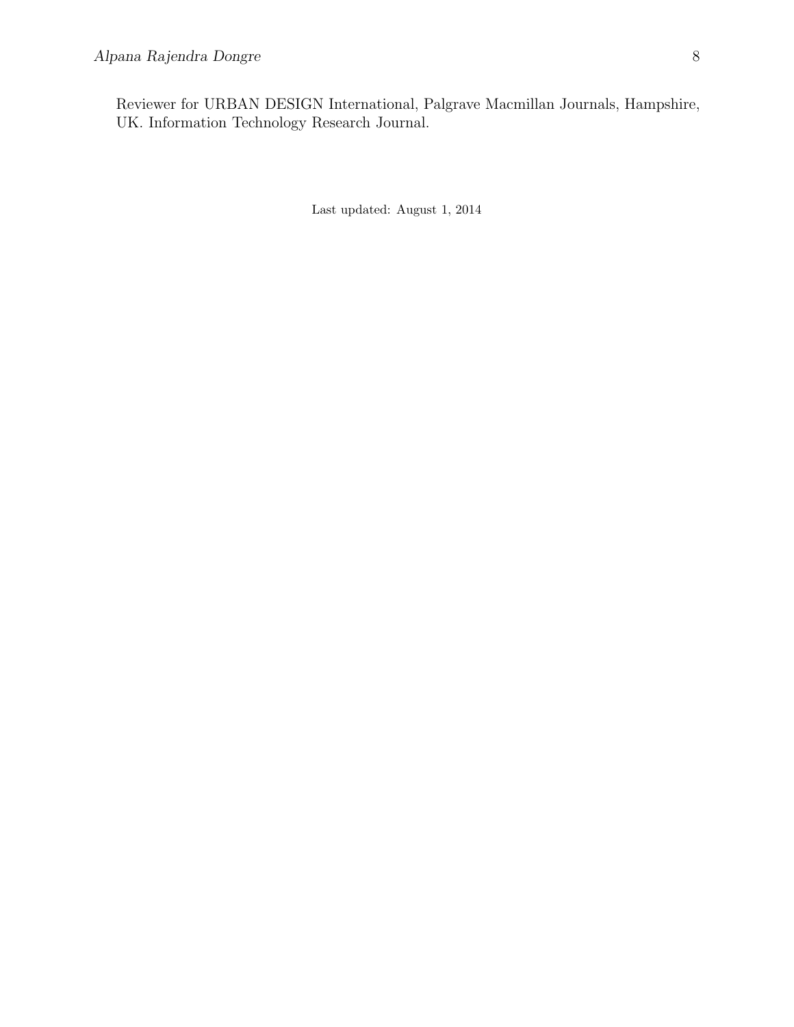Reviewer for URBAN DESIGN International, Palgrave Macmillan Journals, Hampshire, UK. Information Technology Research Journal.

Last updated: August 1, 2014